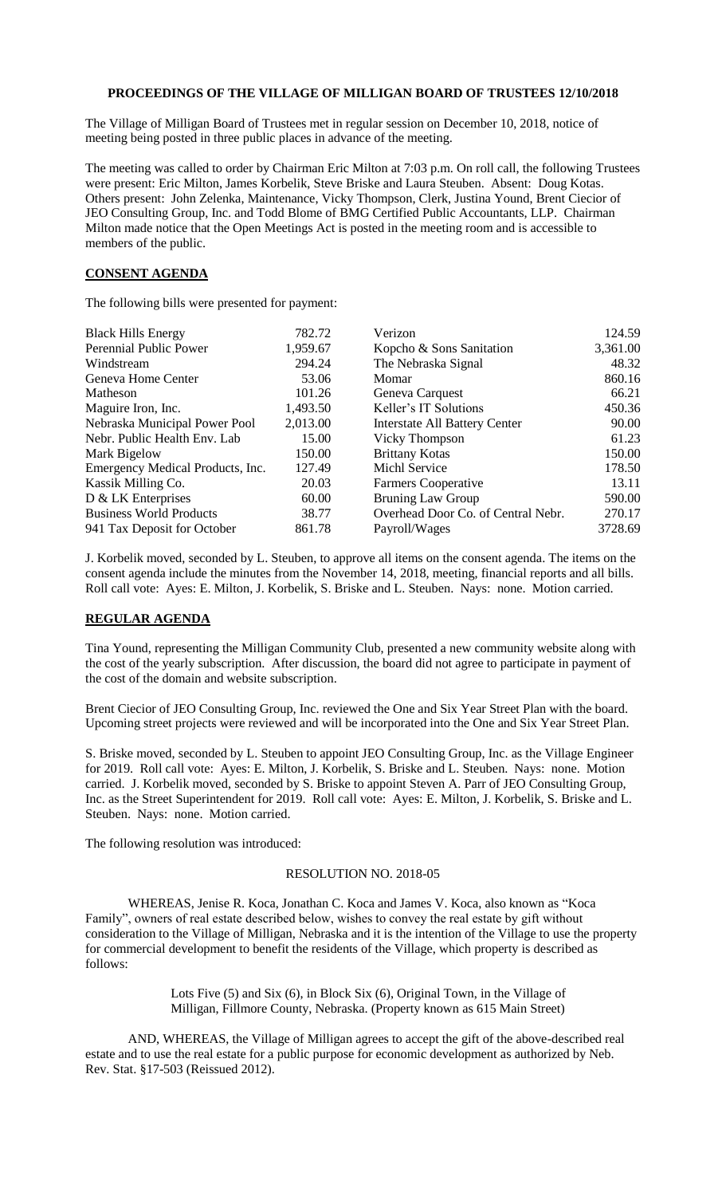**PROCEEDINGS OF THE VILLAGE OF MILLIGAN BOARD OF TRUSTEES 12/10/2018**

The Village of Milligan Board of Trustees met in regular session on December 10, 2018, notice of meeting being posted in three public places in advance of the meeting.

The meeting was called to order by Chairman Eric Milton at 7:03 p.m. On roll call, the following Trustees were present: Eric Milton, James Korbelik, Steve Briske and Laura Steuben. Absent: Doug Kotas. Others present: John Zelenka, Maintenance, Vicky Thompson, Clerk, Justina Yound, Brent Ciecior of JEO Consulting Group, Inc. and Todd Blome of BMG Certified Public Accountants, LLP. Chairman Milton made notice that the Open Meetings Act is posted in the meeting room and is accessible to members of the public.

**CONSENT AGENDA**

The following bills were presented for payment:

| | | | |
|---|---|---|---|
| Black Hills Energy | 782.72 | Verizon | 124.59 |
| Perennial Public Power | 1,959.67 | Kopcho & Sons Sanitation | 3,361.00 |
| Windstream | 294.24 | The Nebraska Signal | 48.32 |
| Geneva Home Center | 53.06 | Momar | 860.16 |
| Matheson | 101.26 | Geneva Carquest | 66.21 |
| Maguire Iron, Inc. | 1,493.50 | Keller's IT Solutions | 450.36 |
| Nebraska Municipal Power Pool | 2,013.00 | Interstate All Battery Center | 90.00 |
| Nebr. Public Health Env. Lab | 15.00 | Vicky Thompson | 61.23 |
| Mark Bigelow | 150.00 | Brittany Kotas | 150.00 |
| Emergency Medical Products, Inc. | 127.49 | Michl Service | 178.50 |
| Kassik Milling Co. | 20.03 | Farmers Cooperative | 13.11 |
| D & LK Enterprises | 60.00 | Bruning Law Group | 590.00 |
| Business World Products | 38.77 | Overhead Door Co. of Central Nebr. | 270.17 |
| 941 Tax Deposit for October | 861.78 | Payroll/Wages | 3728.69 |

J. Korbelik moved, seconded by L. Steuben, to approve all items on the consent agenda. The items on the consent agenda include the minutes from the November 14, 2018, meeting, financial reports and all bills. Roll call vote: Ayes: E. Milton, J. Korbelik, S. Briske and L. Steuben. Nays: none. Motion carried.

**REGULAR AGENDA**

Tina Yound, representing the Milligan Community Club, presented a new community website along with the cost of the yearly subscription. After discussion, the board did not agree to participate in payment of the cost of the domain and website subscription.

Brent Ciecior of JEO Consulting Group, Inc. reviewed the One and Six Year Street Plan with the board. Upcoming street projects were reviewed and will be incorporated into the One and Six Year Street Plan.

S. Briske moved, seconded by L. Steuben to appoint JEO Consulting Group, Inc. as the Village Engineer for 2019. Roll call vote: Ayes: E. Milton, J. Korbelik, S. Briske and L. Steuben. Nays: none. Motion carried. J. Korbelik moved, seconded by S. Briske to appoint Steven A. Parr of JEO Consulting Group, Inc. as the Street Superintendent for 2019. Roll call vote: Ayes: E. Milton, J. Korbelik, S. Briske and L. Steuben. Nays: none. Motion carried.

The following resolution was introduced:

RESOLUTION NO. 2018-05

WHEREAS, Jenise R. Koca, Jonathan C. Koca and James V. Koca, also known as "Koca Family", owners of real estate described below, wishes to convey the real estate by gift without consideration to the Village of Milligan, Nebraska and it is the intention of the Village to use the property for commercial development to benefit the residents of the Village, which property is described as follows:

> Lots Five (5) and Six (6), in Block Six (6), Original Town, in the Village of Milligan, Fillmore County, Nebraska. (Property known as 615 Main Street)

AND, WHEREAS, the Village of Milligan agrees to accept the gift of the above-described real estate and to use the real estate for a public purpose for economic development as authorized by Neb. Rev. Stat. §17-503 (Reissued 2012).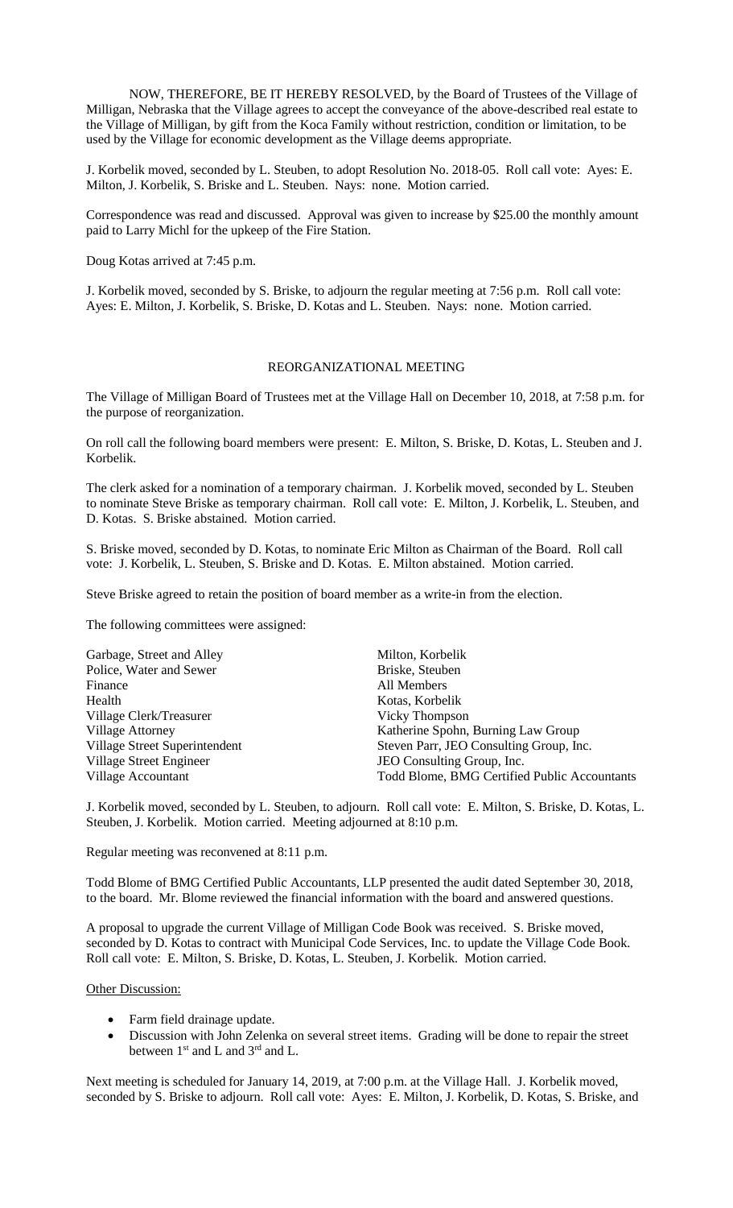NOW, THEREFORE, BE IT HEREBY RESOLVED, by the Board of Trustees of the Village of Milligan, Nebraska that the Village agrees to accept the conveyance of the above-described real estate to the Village of Milligan, by gift from the Koca Family without restriction, condition or limitation, to be used by the Village for economic development as the Village deems appropriate.

J. Korbelik moved, seconded by L. Steuben, to adopt Resolution No. 2018-05. Roll call vote: Ayes: E. Milton, J. Korbelik, S. Briske and L. Steuben. Nays: none. Motion carried.

Correspondence was read and discussed. Approval was given to increase by $25.00 the monthly amount paid to Larry Michl for the upkeep of the Fire Station.

Doug Kotas arrived at 7:45 p.m.

J. Korbelik moved, seconded by S. Briske, to adjourn the regular meeting at 7:56 p.m. Roll call vote: Ayes: E. Milton, J. Korbelik, S. Briske, D. Kotas and L. Steuben. Nays: none. Motion carried.

## REORGANIZATIONAL MEETING

The Village of Milligan Board of Trustees met at the Village Hall on December 10, 2018, at 7:58 p.m. for the purpose of reorganization.

On roll call the following board members were present: E. Milton, S. Briske, D. Kotas, L. Steuben and J. Korbelik.

The clerk asked for a nomination of a temporary chairman. J. Korbelik moved, seconded by L. Steuben to nominate Steve Briske as temporary chairman. Roll call vote: E. Milton, J. Korbelik, L. Steuben, and D. Kotas. S. Briske abstained. Motion carried.

S. Briske moved, seconded by D. Kotas, to nominate Eric Milton as Chairman of the Board. Roll call vote: J. Korbelik, L. Steuben, S. Briske and D. Kotas. E. Milton abstained. Motion carried.

Steve Briske agreed to retain the position of board member as a write-in from the election.

The following committees were assigned:

| | |
|---|---|
| Garbage, Street and Alley | Milton, Korbelik |
| Police, Water and Sewer | Briske, Steuben |
| Finance | All Members |
| Health | Kotas, Korbelik |
| Village Clerk/Treasurer | Vicky Thompson |
| Village Attorney | Katherine Spohn, Burning Law Group |
| Village Street Superintendent | Steven Parr, JEO Consulting Group, Inc. |
| Village Street Engineer | JEO Consulting Group, Inc. |
| Village Accountant | Todd Blome, BMG Certified Public Accountants |

J. Korbelik moved, seconded by L. Steuben, to adjourn. Roll call vote: E. Milton, S. Briske, D. Kotas, L. Steuben, J. Korbelik. Motion carried. Meeting adjourned at 8:10 p.m.

Regular meeting was reconvened at 8:11 p.m.

Todd Blome of BMG Certified Public Accountants, LLP presented the audit dated September 30, 2018, to the board. Mr. Blome reviewed the financial information with the board and answered questions.

A proposal to upgrade the current Village of Milligan Code Book was received. S. Briske moved, seconded by D. Kotas to contract with Municipal Code Services, Inc. to update the Village Code Book. Roll call vote: E. Milton, S. Briske, D. Kotas, L. Steuben, J. Korbelik. Motion carried.

Other Discussion:

- Farm field drainage update.
- Discussion with John Zelenka on several street items. Grading will be done to repair the street between 1st and L and 3rd and L.

Next meeting is scheduled for January 14, 2019, at 7:00 p.m. at the Village Hall. J. Korbelik moved, seconded by S. Briske to adjourn. Roll call vote: Ayes: E. Milton, J. Korbelik, D. Kotas, S. Briske, and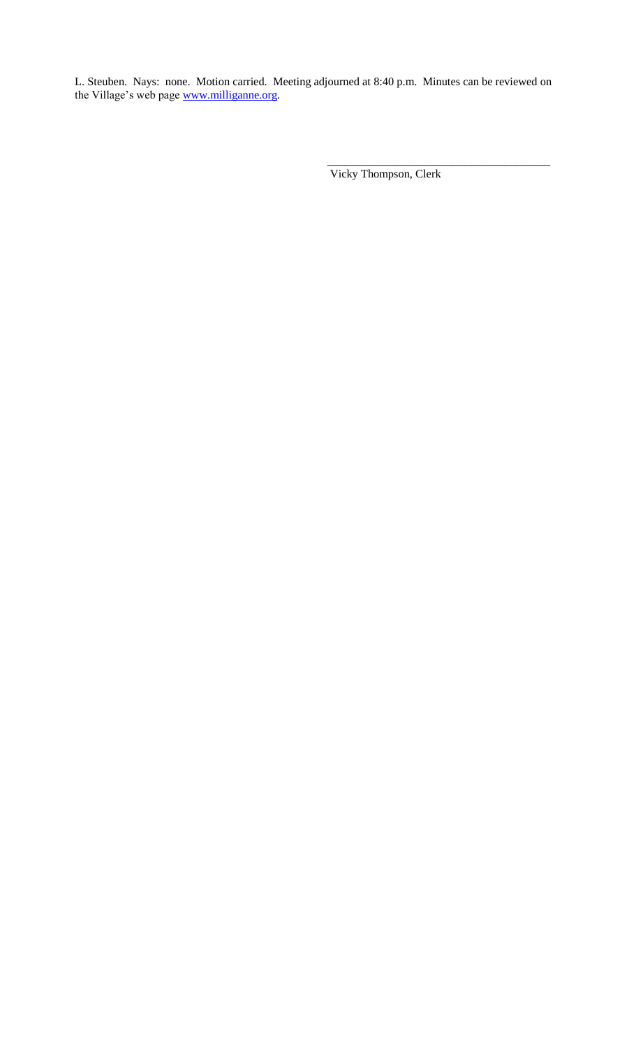L. Steuben. Nays: none. Motion carried. Meeting adjourned at 8:40 p.m. Minutes can be reviewed on the Village's web page [www.milliganne.org](http://www.milliganne.org).

\_\_\_\_\_\_\_\_\_\_\_\_\_\_\_\_\_\_\_\_\_\_\_\_\_\_\_\_\_\_\_\_\_\_\_\_\_\_\_

Vicky Thompson, Clerk